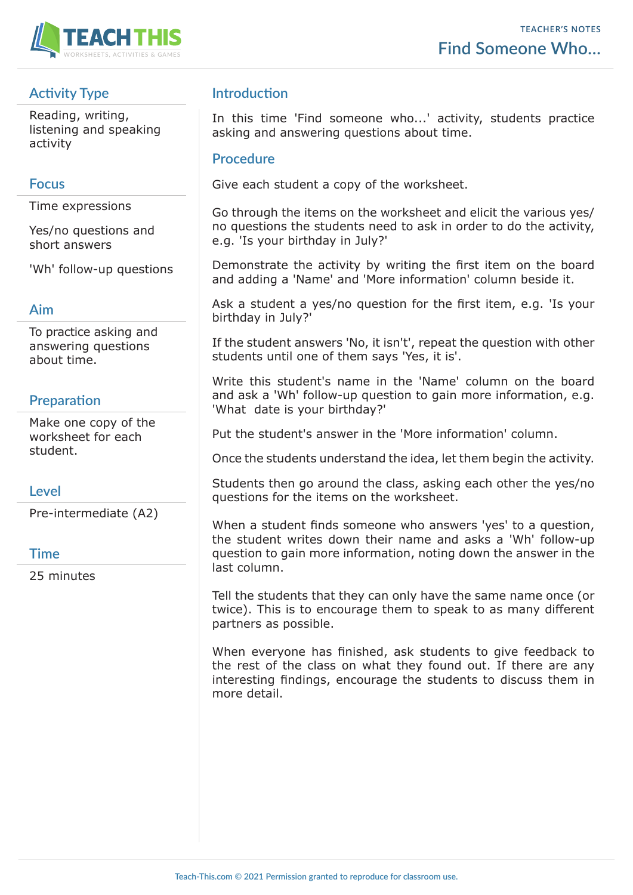TEACHER'S NOTES

# Find Someone Who...

## Activity Type

Reading, writing, listening and speaking activity

## Focus

Time expressions

Yes/no questions and short answers

'Wh' follow-up questions

## Aim

To practice asking and answering questions about time.

## Preparation

Make one copy of the worksheet for each student.

## Level

Pre-intermediate (A2)

## Time

25 minutes

## Introduction

In this time 'Find someone who...' activity, students practice asking and answering questions about time.

## Procedure

Give each student a copy of the worksheet.

Go through the items on the worksheet and elicit the various yes/no questions the students need to ask in order to do the activity, e.g. 'Is your birthday in July?'

Demonstrate the activity by writing the first item on the board and adding a 'Name' and 'More information' column beside it.

Ask a student a yes/no question for the first item, e.g. 'Is your birthday in July?'

If the student answers 'No, it isn't', repeat the question with other students until one of them says 'Yes, it is'.

Write this student's name in the 'Name' column on the board and ask a 'Wh' follow-up question to gain more information, e.g. 'What date is your birthday?'

Put the student's answer in the 'More information' column.

Once the students understand the idea, let them begin the activity.

Students then go around the class, asking each other the yes/no questions for the items on the worksheet.

When a student finds someone who answers 'yes' to a question, the student writes down their name and asks a 'Wh' follow-up question to gain more information, noting down the answer in the last column.

Tell the students that they can only have the same name once (or twice). This is to encourage them to speak to as many different partners as possible.

When everyone has finished, ask students to give feedback to the rest of the class on what they found out. If there are any interesting findings, encourage the students to discuss them in more detail.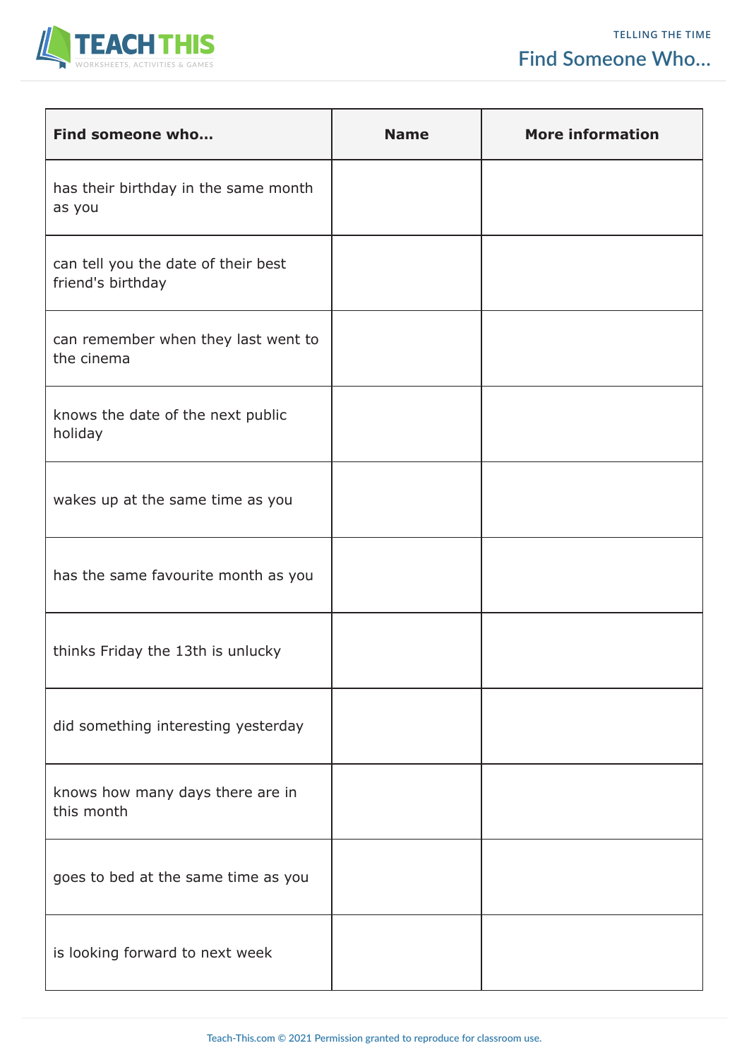# Find Someone Who...

| Find someone who... | Name | More information |
|---|---|---|
| has their birthday in the same month as you | | |
| can tell you the date of their best friend's birthday | | |
| can remember when they last went to the cinema | | |
| knows the date of the next public holiday | | |
| wakes up at the same time as you | | |
| has the same favourite month as you | | |
| thinks Friday the 13th is unlucky | | |
| did something interesting yesterday | | |
| knows how many days there are in this month | | |
| goes to bed at the same time as you | | |
| is looking forward to next week | | |